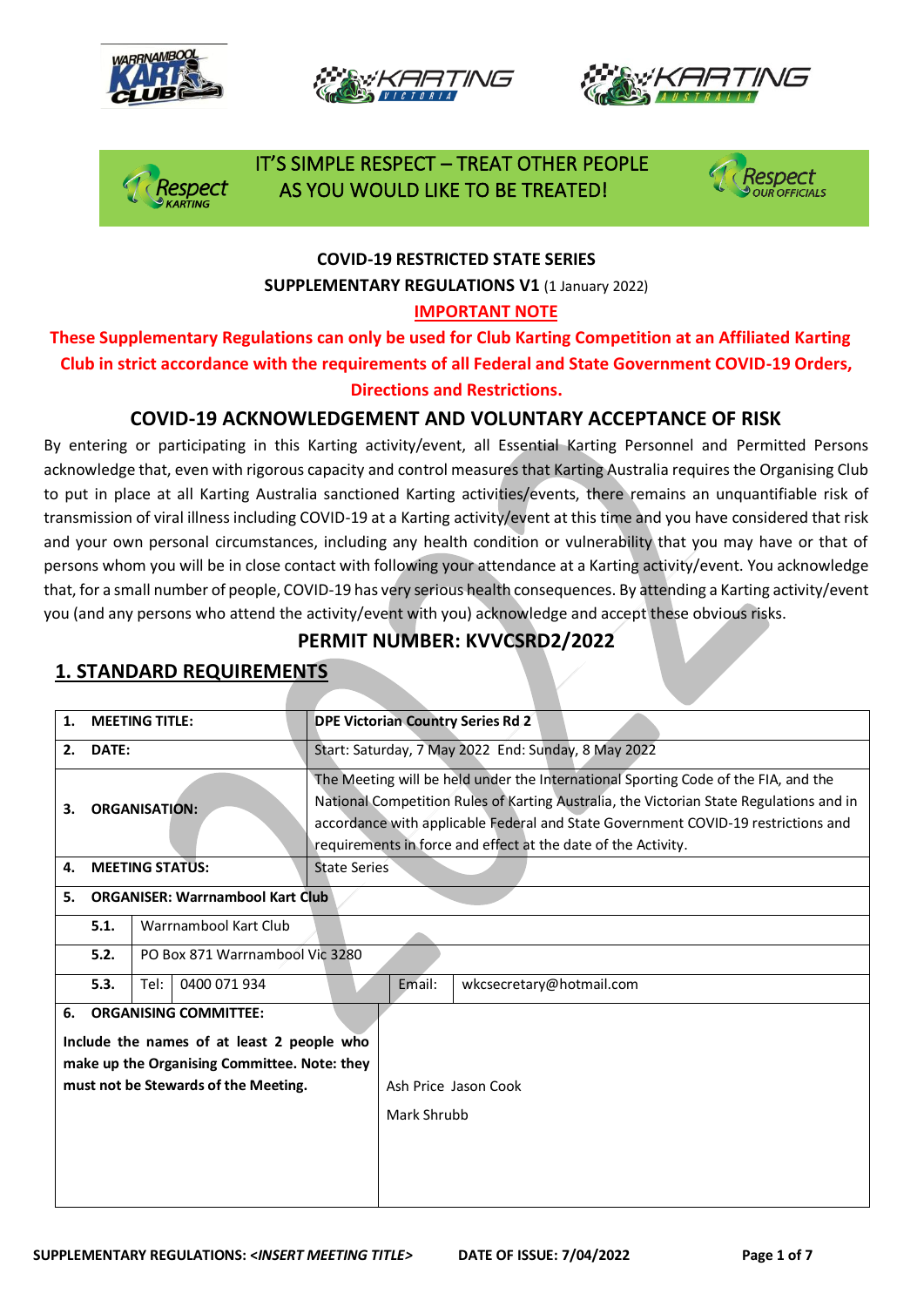IT'S SIMPLE RESPECT – TREAT OTHER PEOPLE AS YOU WOULD LIKE TO BE TREATED!

**COVID-19 RESTRICTED STATE SERIES**

**SUPPLEMENTARY REGULATIONS V1** (1 January 2022)

**IMPORTANT NOTE**

**These Supplementary Regulations can only be used for Club Karting Competition at an Affiliated Karting Club in strict accordance with the requirements of all Federal and State Government COVID-19 Orders, Directions and Restrictions.**

## COVID-19 ACKNOWLEDGEMENT AND VOLUNTARY ACCEPTANCE OF RISK

By entering or participating in this Karting activity/event, all Essential Karting Personnel and Permitted Persons acknowledge that, even with rigorous capacity and control measures that Karting Australia requires the Organising Club to put in place at all Karting Australia sanctioned Karting activities/events, there remains an unquantifiable risk of transmission of viral illness including COVID-19 at a Karting activity/event at this time and you have considered that risk and your own personal circumstances, including any health condition or vulnerability that you may have or that of persons whom you will be in close contact with following your attendance at a Karting activity/event. You acknowledge that, for a small number of people, COVID-19 has very serious health consequences. By attending a Karting activity/event you (and any persons who attend the activity/event with you) acknowledge and accept these obvious risks.

## PERMIT NUMBER: KVVCSRD2/2022

## 1. STANDARD REQUIREMENTS

| | | | | | |
|---|---|---|---|---|---|
| **1.** | **MEETING TITLE:** | | **DPE Victorian Country Series Rd 2** | | |
| **2.** | **DATE:** | | Start: Saturday, 7 May 2022 End: Sunday, 8 May 2022 | | |
| **3.** | **ORGANISATION:** | | The Meeting will be held under the International Sporting Code of the FIA, and the National Competition Rules of Karting Australia, the Victorian State Regulations and in accordance with applicable Federal and State Government COVID-19 restrictions and requirements in force and effect at the date of the Activity. | | |
| **4.** | **MEETING STATUS:** | | State Series | | |
| **5.** | **ORGANISER: Warrnambool Kart Club** | | | | |
| | **5.1.** | Warrnambool Kart Club | | | |
| | **5.2.** | PO Box 871 Warrnambool Vic 3280 | | | |
| | **5.3.** | Tel: 0400 071 934 | | Email: | wkcsecretary@hotmail.com |
| **6.** | **ORGANISING COMMITTEE:** Include the names of at least 2 people who make up the Organising Committee. Note: they must not be Stewards of the Meeting. | | Ash Price Jason Cook<br>Mark Shrubb | | |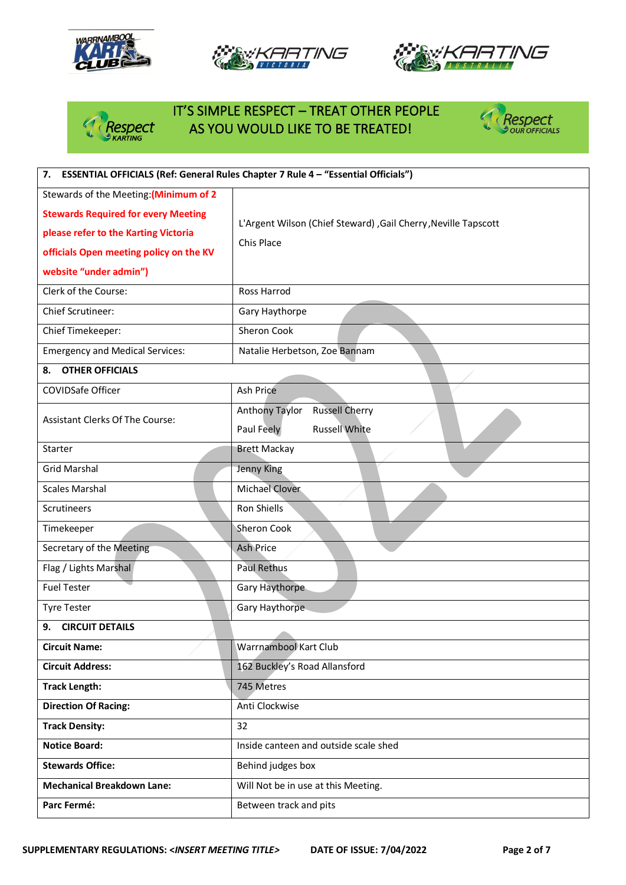IT'S SIMPLE RESPECT – TREAT OTHER PEOPLE AS YOU WOULD LIKE TO BE TREATED!

| 7. ESSENTIAL OFFICIALS (Ref: General Rules Chapter 7 Rule 4 – "Essential Officials") | |
|---|---|
| Stewards of the Meeting: **(Minimum of 2 Stewards Required for every Meeting please refer to the Karting Victoria officials Open meeting policy on the KV website "under admin")** | L'Argent Wilson (Chief Steward) ,Gail Cherry ,Neville Tapscott Chis Place |
| Clerk of the Course: | Ross Harrod |
| Chief Scrutineer: | Gary Haythorpe |
| Chief Timekeeper: | Sheron Cook |
| Emergency and Medical Services: | Natalie Herbetson, Zoe Bannam |
| **8. OTHER OFFICIALS** | |
| COVIDSafe Officer | Ash Price |
| Assistant Clerks Of The Course: | Anthony Taylor Russell Cherry Paul Feely Russell White |
| Starter | Brett Mackay |
| Grid Marshal | Jenny King |
| Scales Marshal | Michael Clover |
| Scrutineers | Ron Shiells |
| Timekeeper | Sheron Cook |
| Secretary of the Meeting | Ash Price |
| Flag / Lights Marshal | Paul Rethus |
| Fuel Tester | Gary Haythorpe |
| Tyre Tester | Gary Haythorpe |
| **9. CIRCUIT DETAILS** | |
| **Circuit Name:** | Warrnambool Kart Club |
| **Circuit Address:** | 162 Buckley's Road Allansford |
| **Track Length:** | 745 Metres |
| **Direction Of Racing:** | Anti Clockwise |
| **Track Density:** | 32 |
| **Notice Board:** | Inside canteen and outside scale shed |
| **Stewards Office:** | Behind judges box |
| **Mechanical Breakdown Lane:** | Will Not be in use at this Meeting. |
| **Parc Fermé:** | Between track and pits |

**SUPPLEMENTARY REGULATIONS: <*INSERT MEETING TITLE*> DATE OF ISSUE: 7/04/2022**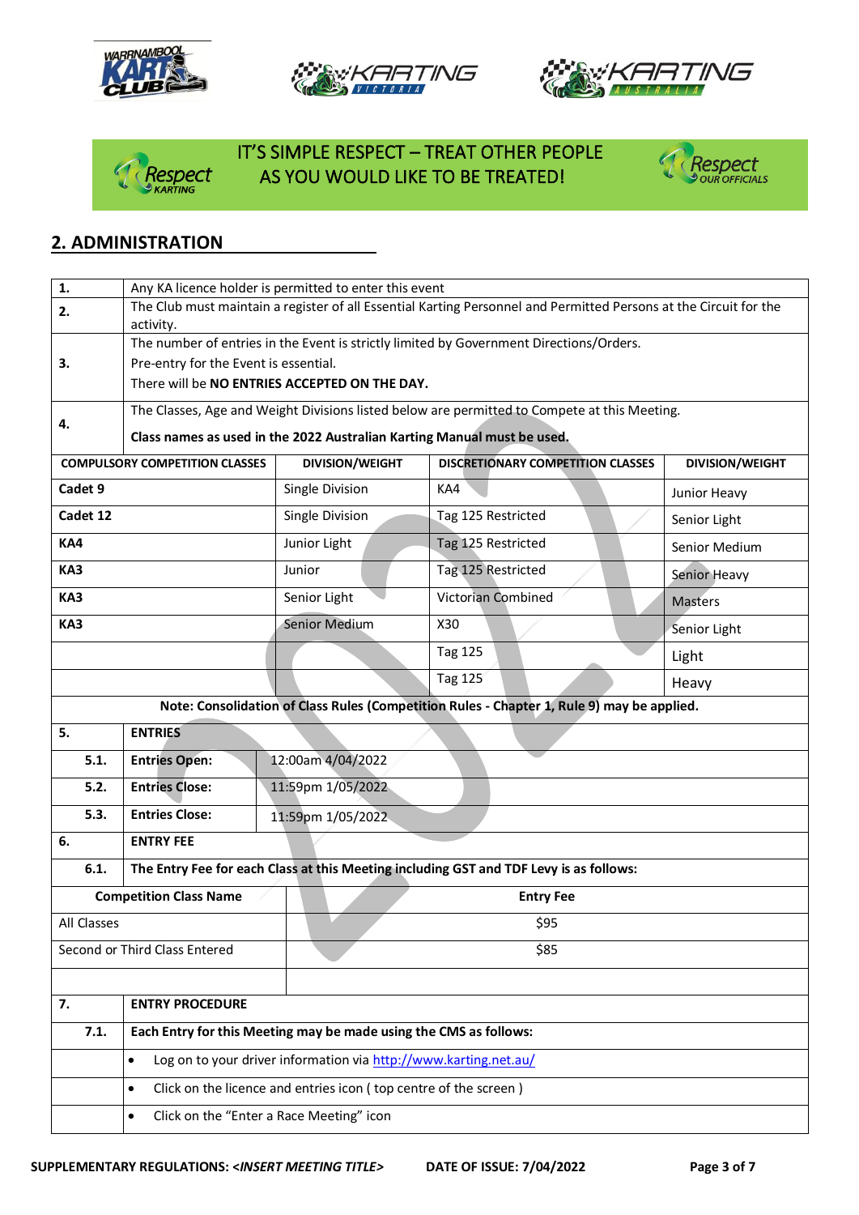IT'S SIMPLE RESPECT – TREAT OTHER PEOPLE AS YOU WOULD LIKE TO BE TREATED!

## 2. ADMINISTRATION

| | |
|---|---|
| **1.** | Any KA licence holder is permitted to enter this event |
| **2.** | The Club must maintain a register of all Essential Karting Personnel and Permitted Persons at the Circuit for the activity. |
| **3.** | The number of entries in the Event is strictly limited by Government Directions/Orders.<br>Pre-entry for the Event is essential.<br>There will be **NO ENTRIES ACCEPTED ON THE DAY.** |
| **4.** | The Classes, Age and Weight Divisions listed below are permitted to Compete at this Meeting.<br>**Class names as used in the 2022 Australian Karting Manual must be used.** |

| COMPULSORY COMPETITION CLASSES | DIVISION/WEIGHT | DISCRETIONARY COMPETITION CLASSES | DIVISION/WEIGHT |
|---|---|---|---|
| **Cadet 9** | Single Division | KA4 | Junior Heavy |
| **Cadet 12** | Single Division | Tag 125 Restricted | Senior Light |
| **KA4** | Junior Light | Tag 125 Restricted | Senior Medium |
| **KA3** | Junior | Tag 125 Restricted | Senior Heavy |
| **KA3** | Senior Light | Victorian Combined | Masters |
| **KA3** | Senior Medium | X30 | Senior Light |
| | | Tag 125 | Light |
| | | Tag 125 | Heavy |

**Note: Consolidation of Class Rules (Competition Rules - Chapter 1, Rule 9) may be applied.**

| | | |
|---|---|---|
| **5.** | **ENTRIES** | |
| **5.1.** | **Entries Open:** | 12:00am 4/04/2022 |
| **5.2.** | **Entries Close:** | 11:59pm 1/05/2022 |
| **5.3.** | **Entries Close:** | 11:59pm 1/05/2022 |
| **6.** | **ENTRY FEE** | |
| **6.1.** | **The Entry Fee for each Class at this Meeting including GST and TDF Levy is as follows:** | |

| Competition Class Name | Entry Fee |
|---|---|
| All Classes | $95 |
| Second or Third Class Entered | $85 |
| | |

| | |
|---|---|
| **7.** | **ENTRY PROCEDURE** |
| **7.1.** | **Each Entry for this Meeting may be made using the CMS as follows:** |
| | • Log on to your driver information via http://www.karting.net.au/ |
| | • Click on the licence and entries icon ( top centre of the screen ) |
| | • Click on the "Enter a Race Meeting" icon |

SUPPLEMENTARY REGULATIONS: *<INSERT MEETING TITLE>* DATE OF ISSUE: 7/04/2022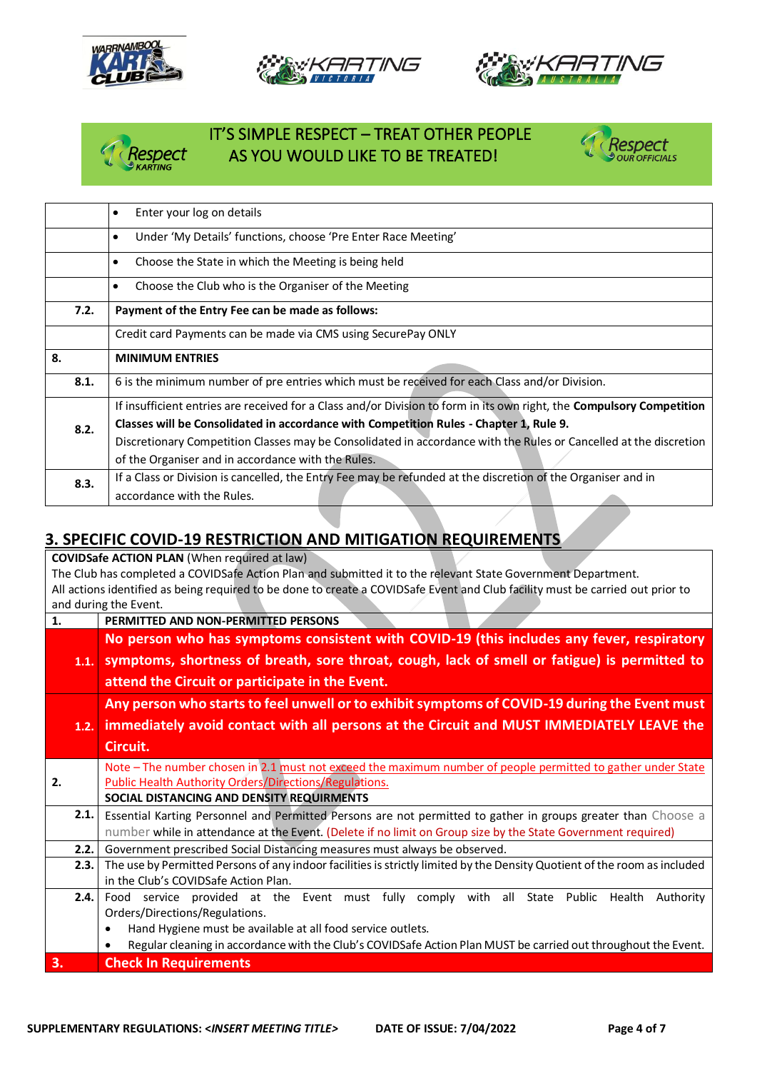IT'S SIMPLE RESPECT – TREAT OTHER PEOPLE AS YOU WOULD LIKE TO BE TREATED!

| | |
|---|---|
| | • Enter your log on details |
| | • Under 'My Details' functions, choose 'Pre Enter Race Meeting' |
| | • Choose the State in which the Meeting is being held |
| | • Choose the Club who is the Organiser of the Meeting |
| **7.2.** | **Payment of the Entry Fee can be made as follows:** |
| | Credit card Payments can be made via CMS using SecurePay ONLY |
| **8.** | **MINIMUM ENTRIES** |
| **8.1.** | 6 is the minimum number of pre entries which must be received for each Class and/or Division. |
| **8.2.** | If insufficient entries are received for a Class and/or Division to form in its own right, the **Compulsory Competition Classes will be Consolidated in accordance with Competition Rules - Chapter 1, Rule 9.** Discretionary Competition Classes may be Consolidated in accordance with the Rules or Cancelled at the discretion of the Organiser and in accordance with the Rules. |
| **8.3.** | If a Class or Division is cancelled, the Entry Fee may be refunded at the discretion of the Organiser and in accordance with the Rules. |

## 3. SPECIFIC COVID-19 RESTRICTION AND MITIGATION REQUIREMENTS

**COVIDSafe ACTION PLAN** (When required at law)
The Club has completed a COVIDSafe Action Plan and submitted it to the relevant State Government Department.
All actions identified as being required to be done to create a COVIDSafe Event and Club facility must be carried out prior to and during the Event.

| | |
|---|---|
| **1.** | **PERMITTED AND NON-PERMITTED PERSONS** |
| **1.1.** | **No person who has symptoms consistent with COVID-19 (this includes any fever, respiratory symptoms, shortness of breath, sore throat, cough, lack of smell or fatigue) is permitted to attend the Circuit or participate in the Event.** |
| **1.2.** | **Any person who starts to feel unwell or to exhibit symptoms of COVID-19 during the Event must immediately avoid contact with all persons at the Circuit and MUST IMMEDIATELY LEAVE the Circuit.** |
| **2.** | Note – The number chosen in 2.1 must not exceed the maximum number of people permitted to gather under State Public Health Authority Orders/Directions/Regulations. **SOCIAL DISTANCING AND DENSITY REQUIRMENTS** |
| **2.1.** | Essential Karting Personnel and Permitted Persons are not permitted to gather in groups greater than Choose a number while in attendance at the Event. (Delete if no limit on Group size by the State Government required) |
| **2.2.** | Government prescribed Social Distancing measures must always be observed. |
| **2.3.** | The use by Permitted Persons of any indoor facilities is strictly limited by the Density Quotient of the room as included in the Club's COVIDSafe Action Plan. |
| **2.4.** | Food service provided at the Event must fully comply with all State Public Health Authority Orders/Directions/Regulations. • Hand Hygiene must be available at all food service outlets. • Regular cleaning in accordance with the Club's COVIDSafe Action Plan MUST be carried out throughout the Event. |
| **3.** | **Check In Requirements** |

SUPPLEMENTARY REGULATIONS: <*INSERT MEETING TITLE*> DATE OF ISSUE: 7/04/2022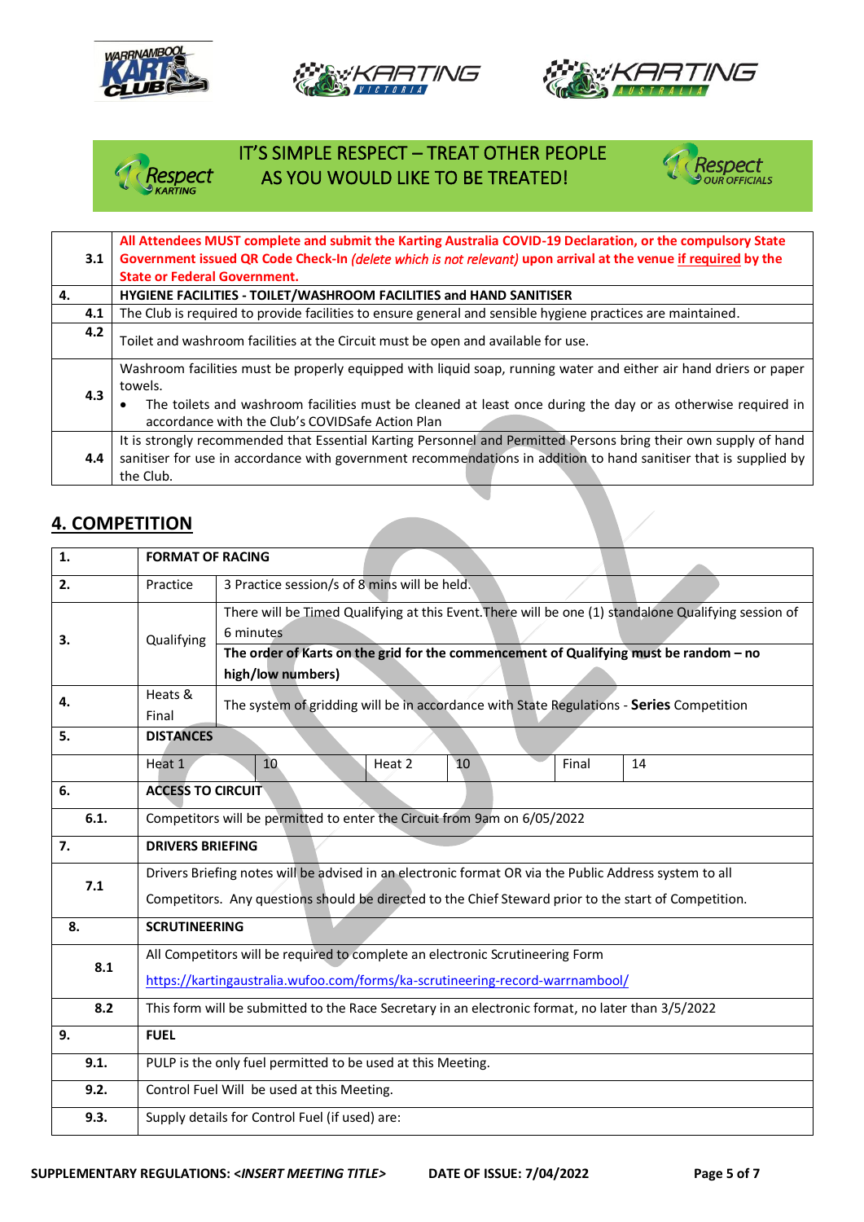IT'S SIMPLE RESPECT – TREAT OTHER PEOPLE AS YOU WOULD LIKE TO BE TREATED!

| | |
|---|---|
| 3.1 | **All Attendees MUST complete and submit the Karting Australia COVID-19 Declaration, or the compulsory State Government issued QR Code Check-In *(delete which is not relevant)* upon arrival at the venue <u>if required</u> by the State or Federal Government.** |
| **4.** | **HYGIENE FACILITIES - TOILET/WASHROOM FACILITIES and HAND SANITISER** |
| 4.1 | The Club is required to provide facilities to ensure general and sensible hygiene practices are maintained. |
| 4.2 | Toilet and washroom facilities at the Circuit must be open and available for use. |
| 4.3 | Washroom facilities must be properly equipped with liquid soap, running water and either air hand driers or paper towels.<br>• The toilets and washroom facilities must be cleaned at least once during the day or as otherwise required in accordance with the Club's COVIDSafe Action Plan |
| 4.4 | It is strongly recommended that Essential Karting Personnel and Permitted Persons bring their own supply of hand sanitiser for use in accordance with government recommendations in addition to hand sanitiser that is supplied by the Club. |

## 4. COMPETITION

| | | | | | | |
|---|---|---|---|---|---|---|
| **1.** | **FORMAT OF RACING** | | | | | |
| **2.** | Practice | 3 Practice session/s of 8 mins will be held. | | | | |
| **3.** | Qualifying | There will be Timed Qualifying at this Event.There will be one (1) standalone Qualifying session of 6 minutes<br>**The order of Karts on the grid for the commencement of Qualifying must be random – no high/low numbers)** | | | | |
| **4.** | Heats & Final | The system of gridding will be in accordance with State Regulations - **Series** Competition | | | | |
| **5.** | **DISTANCES** | | | | | |
| | Heat 1 | 10 | Heat 2 | 10 | Final | 14 |
| **6.** | **ACCESS TO CIRCUIT** | | | | | |
| **6.1.** | Competitors will be permitted to enter the Circuit from 9am on 6/05/2022 | | | | | |
| **7.** | **DRIVERS BRIEFING** | | | | | |
| **7.1** | Drivers Briefing notes will be advised in an electronic format OR via the Public Address system to all Competitors. Any questions should be directed to the Chief Steward prior to the start of Competition. | | | | | |
| **8.** | **SCRUTINEERING** | | | | | |
| **8.1** | All Competitors will be required to complete an electronic Scrutineering Form<br>https://kartingaustralia.wufoo.com/forms/ka-scrutineering-record-warrnambool/ | | | | | |
| **8.2** | This form will be submitted to the Race Secretary in an electronic format, no later than 3/5/2022 | | | | | |
| **9.** | **FUEL** | | | | | |
| **9.1.** | PULP is the only fuel permitted to be used at this Meeting. | | | | | |
| **9.2.** | Control Fuel Will be used at this Meeting. | | | | | |
| **9.3.** | Supply details for Control Fuel (if used) are: | | | | | |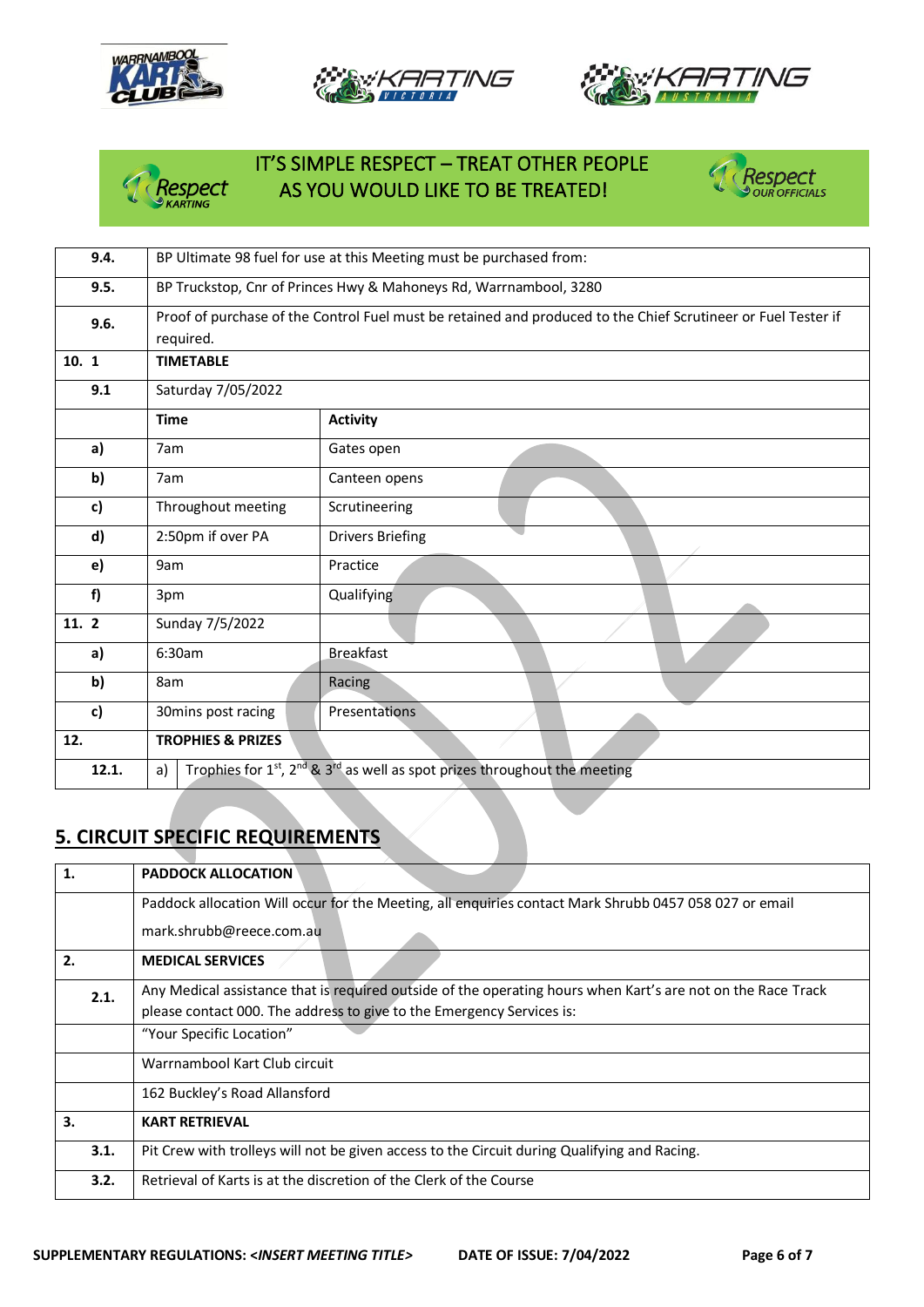IT'S SIMPLE RESPECT – TREAT OTHER PEOPLE AS YOU WOULD LIKE TO BE TREATED!

| | | |
|---|---|---|
| **9.4.** | BP Ultimate 98 fuel for use at this Meeting must be purchased from: | |
| **9.5.** | BP Truckstop, Cnr of Princes Hwy & Mahoneys Rd, Warrnambool, 3280 | |
| **9.6.** | Proof of purchase of the Control Fuel must be retained and produced to the Chief Scrutineer or Fuel Tester if required. | |
| **10. 1** | **TIMETABLE** | |
| **9.1** | Saturday 7/05/2022 | |
| | **Time** | **Activity** |
| **a)** | 7am | Gates open |
| **b)** | 7am | Canteen opens |
| **c)** | Throughout meeting | Scrutineering |
| **d)** | 2:50pm if over PA | Drivers Briefing |
| **e)** | 9am | Practice |
| **f)** | 3pm | Qualifying |
| **11. 2** | Sunday 7/5/2022 | |
| **a)** | 6:30am | Breakfast |
| **b)** | 8am | Racing |
| **c)** | 30mins post racing | Presentations |
| **12.** | **TROPHIES & PRIZES** | |
| **12.1.** | a) Trophies for 1st, 2nd & 3rd as well as spot prizes throughout the meeting | |

## 5. CIRCUIT SPECIFIC REQUIREMENTS

| | |
|---|---|
| **1.** | **PADDOCK ALLOCATION** |
| | Paddock allocation Will occur for the Meeting, all enquiries contact Mark Shrubb 0457 058 027 or email mark.shrubb@reece.com.au |
| **2.** | **MEDICAL SERVICES** |
| **2.1.** | Any Medical assistance that is required outside of the operating hours when Kart's are not on the Race Track please contact 000. The address to give to the Emergency Services is: |
| | "Your Specific Location" |
| | Warrnambool Kart Club circuit |
| | 162 Buckley's Road Allansford |
| **3.** | **KART RETRIEVAL** |
| **3.1.** | Pit Crew with trolleys will not be given access to the Circuit during Qualifying and Racing. |
| **3.2.** | Retrieval of Karts is at the discretion of the Clerk of the Course |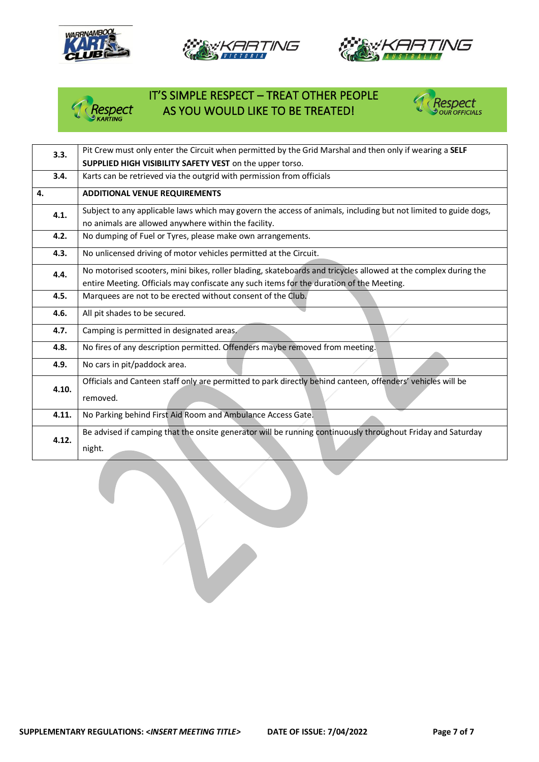IT'S SIMPLE RESPECT – TREAT OTHER PEOPLE AS YOU WOULD LIKE TO BE TREATED!

| | |
|---|---|
| **3.3.** | Pit Crew must only enter the Circuit when permitted by the Grid Marshal and then only if wearing a **SELF SUPPLIED HIGH VISIBILITY SAFETY VEST** on the upper torso. |
| **3.4.** | Karts can be retrieved via the outgrid with permission from officials |
| **4.** | **ADDITIONAL VENUE REQUIREMENTS** |
| **4.1.** | Subject to any applicable laws which may govern the access of animals, including but not limited to guide dogs, no animals are allowed anywhere within the facility. |
| **4.2.** | No dumping of Fuel or Tyres, please make own arrangements. |
| **4.3.** | No unlicensed driving of motor vehicles permitted at the Circuit. |
| **4.4.** | No motorised scooters, mini bikes, roller blading, skateboards and tricycles allowed at the complex during the entire Meeting. Officials may confiscate any such items for the duration of the Meeting. |
| **4.5.** | Marquees are not to be erected without consent of the Club. |
| **4.6.** | All pit shades to be secured. |
| **4.7.** | Camping is permitted in designated areas. |
| **4.8.** | No fires of any description permitted. Offenders maybe removed from meeting. |
| **4.9.** | No cars in pit/paddock area. |
| **4.10.** | Officials and Canteen staff only are permitted to park directly behind canteen, offenders' vehicles will be removed. |
| **4.11.** | No Parking behind First Aid Room and Ambulance Access Gate. |
| **4.12.** | Be advised if camping that the onsite generator will be running continuously throughout Friday and Saturday night. |